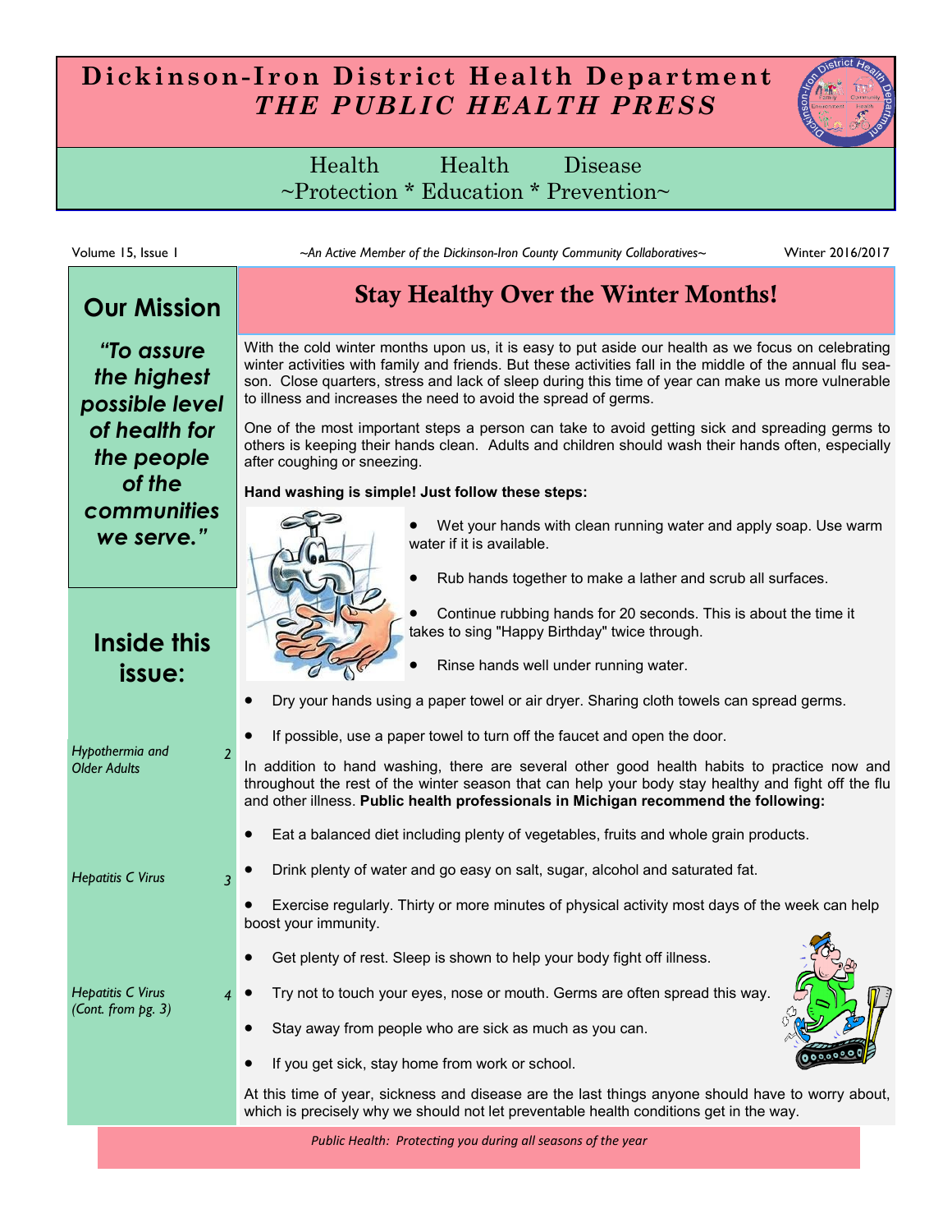# Dickinson-Iron District Health Department

## *THE PUBLIC HEALTH PRESS*

Health ~Protection * Health Education * Disease Prevention~

Volume 15, Issue 1 — *~An Active Member of the Dickinson-Iron County Community Collaboratives~* — Winter 2016/2017

## Our Mission

***"To assure the highest possible level of health for the people of the communities we serve."***

## Inside this issue:

- *Hypothermia and Older Adults* — 2
- *Hepatitis C Virus* — 3
- *Hepatitis C Virus (Cont. from pg. 3)* — 4

## Stay Healthy Over the Winter Months!

With the cold winter months upon us, it is easy to put aside our health as we focus on celebrating winter activities with family and friends. But these activities fall in the middle of the annual flu season. Close quarters, stress and lack of sleep during this time of year can make us more vulnerable to illness and increases the need to avoid the spread of germs.

One of the most important steps a person can take to avoid getting sick and spreading germs to others is keeping their hands clean. Adults and children should wash their hands often, especially after coughing or sneezing.

**Hand washing is simple! Just follow these steps:**

- Wet your hands with clean running water and apply soap. Use warm water if it is available.
- Rub hands together to make a lather and scrub all surfaces.
- Continue rubbing hands for 20 seconds. This is about the time it takes to sing "Happy Birthday" twice through.
- Rinse hands well under running water.
- Dry your hands using a paper towel or air dryer. Sharing cloth towels can spread germs.
- If possible, use a paper towel to turn off the faucet and open the door.

In addition to hand washing, there are several other good health habits to practice now and throughout the rest of the winter season that can help your body stay healthy and fight off the flu and other illness. **Public health professionals in Michigan recommend the following:**

- Eat a balanced diet including plenty of vegetables, fruits and whole grain products.
- Drink plenty of water and go easy on salt, sugar, alcohol and saturated fat.
- Exercise regularly. Thirty or more minutes of physical activity most days of the week can help boost your immunity.
- Get plenty of rest. Sleep is shown to help your body fight off illness.
- Try not to touch your eyes, nose or mouth. Germs are often spread this way.
- Stay away from people who are sick as much as you can.
- If you get sick, stay home from work or school.

At this time of year, sickness and disease are the last things anyone should have to worry about, which is precisely why we should not let preventable health conditions get in the way.

*Public Health: Protecting you during all seasons of the year*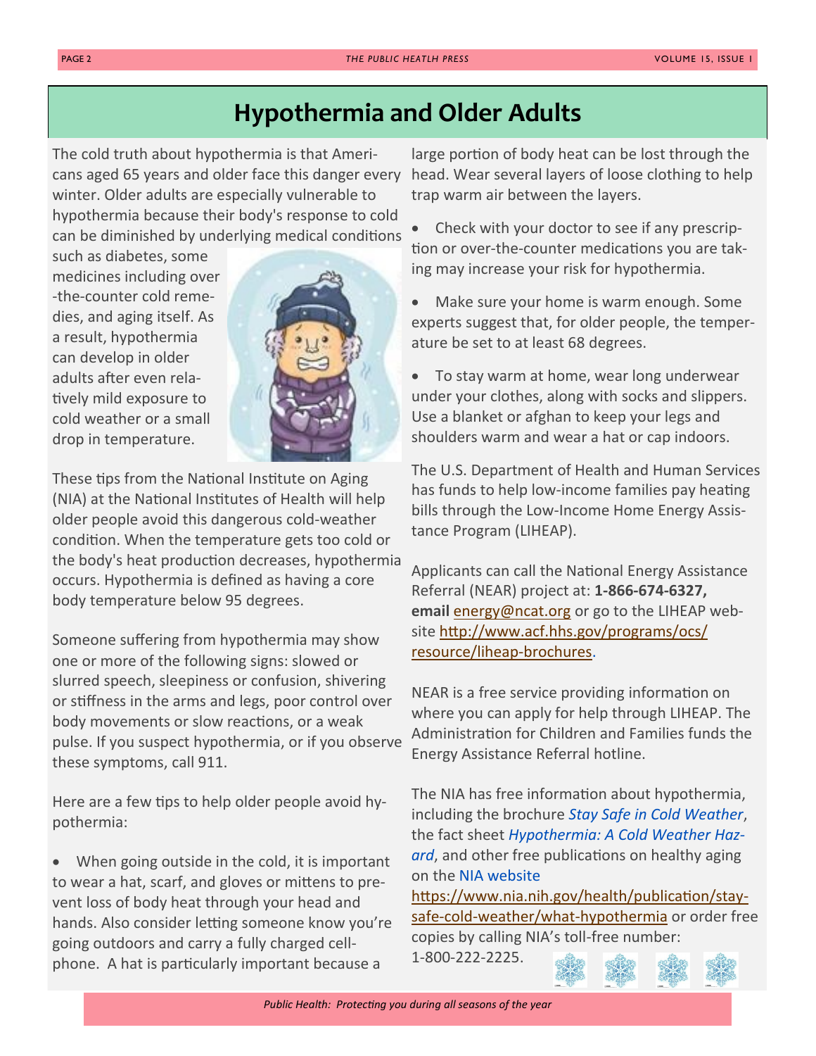# Hypothermia and Older Adults

The cold truth about hypothermia is that Americans aged 65 years and older face this danger every winter. Older adults are especially vulnerable to hypothermia because their body's response to cold can be diminished by underlying medical conditions such as diabetes, some medicines including over-the-counter cold remedies, and aging itself. As a result, hypothermia can develop in older adults after even relatively mild exposure to cold weather or a small drop in temperature.

These tips from the National Institute on Aging (NIA) at the National Institutes of Health will help older people avoid this dangerous cold-weather condition. When the temperature gets too cold or the body's heat production decreases, hypothermia occurs. Hypothermia is defined as having a core body temperature below 95 degrees.

Someone suffering from hypothermia may show one or more of the following signs: slowed or slurred speech, sleepiness or confusion, shivering or stiffness in the arms and legs, poor control over body movements or slow reactions, or a weak pulse. If you suspect hypothermia, or if you observe these symptoms, call 911.

Here are a few tips to help older people avoid hypothermia:

- When going outside in the cold, it is important to wear a hat, scarf, and gloves or mittens to prevent loss of body heat through your head and hands. Also consider letting someone know you're going outdoors and carry a fully charged cellphone. A hat is particularly important because a large portion of body heat can be lost through the head. Wear several layers of loose clothing to help trap warm air between the layers.
- Check with your doctor to see if any prescription or over-the-counter medications you are taking may increase your risk for hypothermia.
- Make sure your home is warm enough. Some experts suggest that, for older people, the temperature be set to at least 68 degrees.
- To stay warm at home, wear long underwear under your clothes, along with socks and slippers. Use a blanket or afghan to keep your legs and shoulders warm and wear a hat or cap indoors.

The U.S. Department of Health and Human Services has funds to help low-income families pay heating bills through the Low-Income Home Energy Assistance Program (LIHEAP).

Applicants can call the National Energy Assistance Referral (NEAR) project at: **1-866-674-6327, email** energy@ncat.org or go to the LIHEAP website http://www.acf.hhs.gov/programs/ocs/resource/liheap-brochures.

NEAR is a free service providing information on where you can apply for help through LIHEAP. The Administration for Children and Families funds the Energy Assistance Referral hotline.

The NIA has free information about hypothermia, including the brochure *Stay Safe in Cold Weather*, the fact sheet *Hypothermia: A Cold Weather Hazard*, and other free publications on healthy aging on the NIA website https://www.nia.nih.gov/health/publication/stay-safe-cold-weather/what-hypothermia or order free copies by calling NIA's toll-free number: 1-800-222-2225.

*Public Health: Protecting you during all seasons of the year*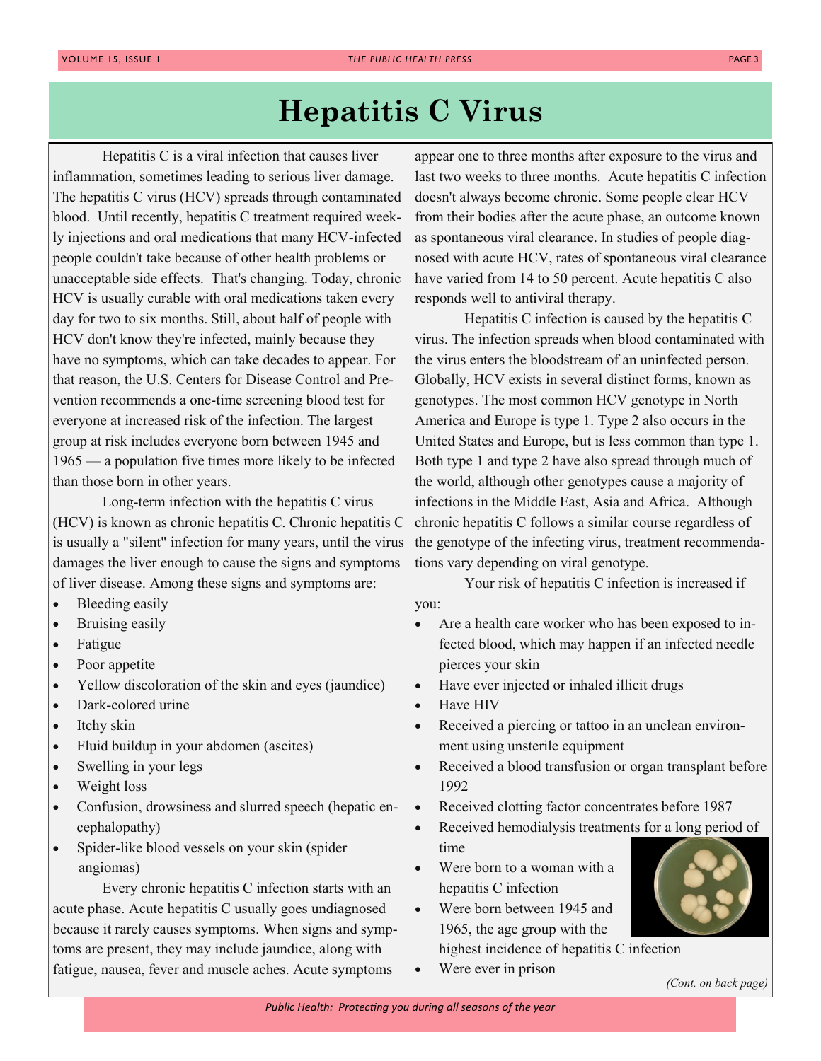# Hepatitis C Virus

Hepatitis C is a viral infection that causes liver inflammation, sometimes leading to serious liver damage. The hepatitis C virus (HCV) spreads through contaminated blood. Until recently, hepatitis C treatment required weekly injections and oral medications that many HCV-infected people couldn't take because of other health problems or unacceptable side effects. That's changing. Today, chronic HCV is usually curable with oral medications taken every day for two to six months. Still, about half of people with HCV don't know they're infected, mainly because they have no symptoms, which can take decades to appear. For that reason, the U.S. Centers for Disease Control and Prevention recommends a one-time screening blood test for everyone at increased risk of the infection. The largest group at risk includes everyone born between 1945 and 1965 — a population five times more likely to be infected than those born in other years.

Long-term infection with the hepatitis C virus (HCV) is known as chronic hepatitis C. Chronic hepatitis C is usually a "silent" infection for many years, until the virus damages the liver enough to cause the signs and symptoms of liver disease. Among these signs and symptoms are:

- Bleeding easily
- Bruising easily
- Fatigue
- Poor appetite
- Yellow discoloration of the skin and eyes (jaundice)
- Dark-colored urine
- Itchy skin
- Fluid buildup in your abdomen (ascites)
- Swelling in your legs
- Weight loss
- Confusion, drowsiness and slurred speech (hepatic encephalopathy)
- Spider-like blood vessels on your skin (spider angiomas)

Every chronic hepatitis C infection starts with an acute phase. Acute hepatitis C usually goes undiagnosed because it rarely causes symptoms. When signs and symptoms are present, they may include jaundice, along with fatigue, nausea, fever and muscle aches. Acute symptoms appear one to three months after exposure to the virus and last two weeks to three months. Acute hepatitis C infection doesn't always become chronic. Some people clear HCV from their bodies after the acute phase, an outcome known as spontaneous viral clearance. In studies of people diagnosed with acute HCV, rates of spontaneous viral clearance have varied from 14 to 50 percent. Acute hepatitis C also responds well to antiviral therapy.

Hepatitis C infection is caused by the hepatitis C virus. The infection spreads when blood contaminated with the virus enters the bloodstream of an uninfected person. Globally, HCV exists in several distinct forms, known as genotypes. The most common HCV genotype in North America and Europe is type 1. Type 2 also occurs in the United States and Europe, but is less common than type 1. Both type 1 and type 2 have also spread through much of the world, although other genotypes cause a majority of infections in the Middle East, Asia and Africa. Although chronic hepatitis C follows a similar course regardless of the genotype of the infecting virus, treatment recommendations vary depending on viral genotype.

Your risk of hepatitis C infection is increased if you:

- Are a health care worker who has been exposed to infected blood, which may happen if an infected needle pierces your skin
- Have ever injected or inhaled illicit drugs
- Have HIV
- Received a piercing or tattoo in an unclean environment using unsterile equipment
- Received a blood transfusion or organ transplant before 1992
- Received clotting factor concentrates before 1987
- Received hemodialysis treatments for a long period of time
- Were born to a woman with a hepatitis C infection
- Were born between 1945 and 1965, the age group with the highest incidence of hepatitis C infection
- Were ever in prison

*(Cont. on back page)*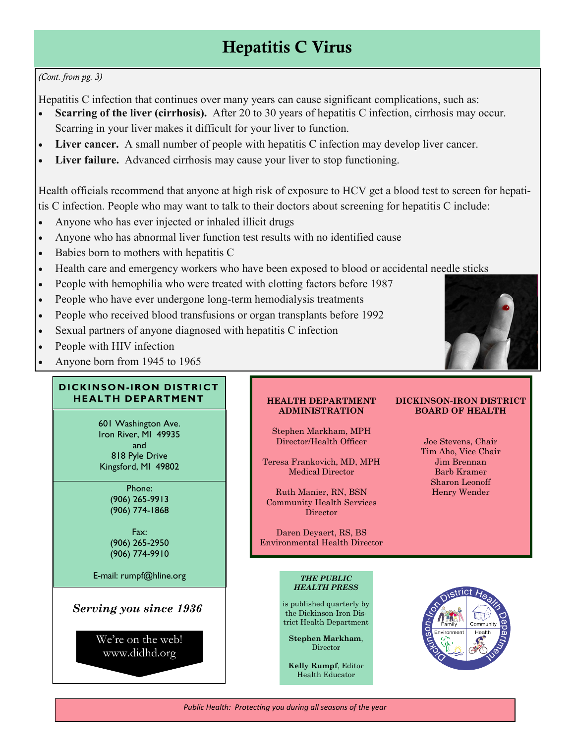# Hepatitis C Virus

*(Cont. from pg. 3)*

Hepatitis C infection that continues over many years can cause significant complications, such as:

- **Scarring of the liver (cirrhosis).** After 20 to 30 years of hepatitis C infection, cirrhosis may occur. Scarring in your liver makes it difficult for your liver to function.
- **Liver cancer.** A small number of people with hepatitis C infection may develop liver cancer.
- **Liver failure.** Advanced cirrhosis may cause your liver to stop functioning.

Health officials recommend that anyone at high risk of exposure to HCV get a blood test to screen for hepatitis C infection. People who may want to talk to their doctors about screening for hepatitis C include:

- Anyone who has ever injected or inhaled illicit drugs
- Anyone who has abnormal liver function test results with no identified cause
- Babies born to mothers with hepatitis C
- Health care and emergency workers who have been exposed to blood or accidental needle sticks
- People with hemophilia who were treated with clotting factors before 1987
- People who have ever undergone long-term hemodialysis treatments
- People who received blood transfusions or organ transplants before 1992
- Sexual partners of anyone diagnosed with hepatitis C infection
- People with HIV infection
- Anyone born from 1945 to 1965

**DICKINSON-IRON DISTRICT HEALTH DEPARTMENT**

601 Washington Ave.
Iron River, MI 49935
and
818 Pyle Drive
Kingsford, MI 49802

Phone:
(906) 265-9913
(906) 774-1868

Fax:
(906) 265-2950
(906) 774-9910

E-mail: rumpf@hline.org

***Serving you since 1936***

We're on the web!
www.didhd.org

**HEALTH DEPARTMENT ADMINISTRATION**

Stephen Markham, MPH
Director/Health Officer

Teresa Frankovich, MD, MPH
Medical Director

Ruth Manier, RN, BSN
Community Health Services Director

Daren Deyaert, RS, BS
Environmental Health Director

**DICKINSON-IRON DISTRICT BOARD OF HEALTH**

Joe Stevens, Chair
Tim Aho, Vice Chair
Jim Brennan
Barb Kramer
Sharon Leonoff
Henry Wender

***THE PUBLIC HEALTH PRESS*** is published quarterly by the Dickinson-Iron District Health Department

**Stephen Markham**, Director

**Kelly Rumpf**, Editor
Health Educator

*Public Health: Protecting you during all seasons of the year*